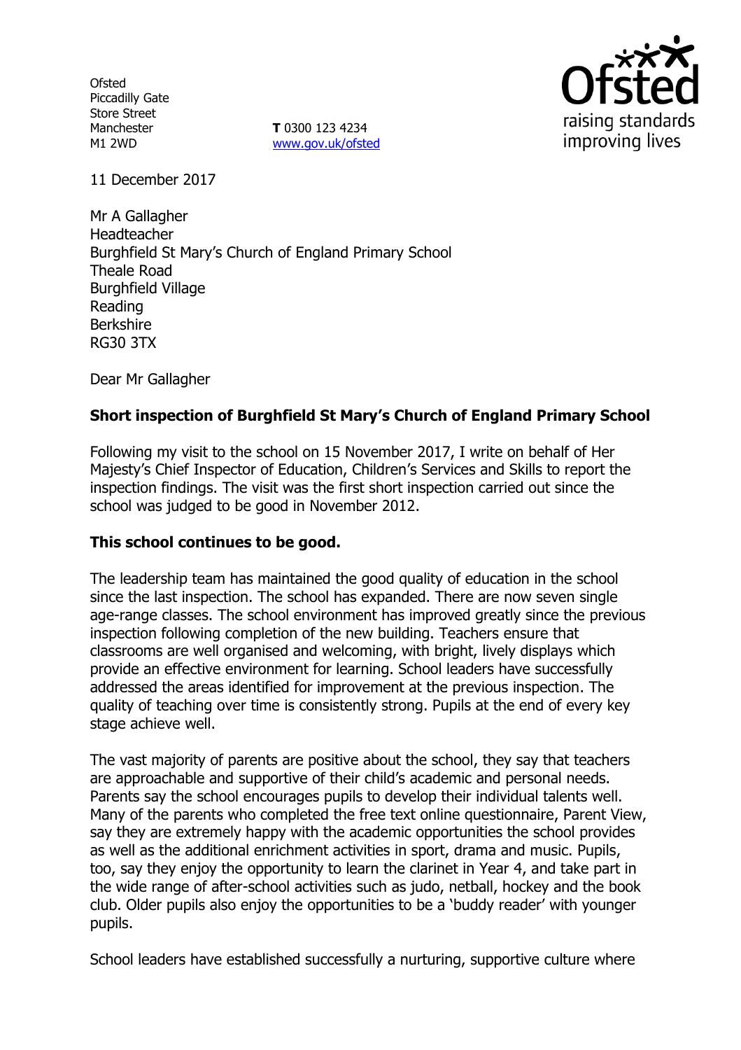Ofsted
Piccadilly Gate
Store Street
Manchester
M1 2WD

**T** 0300 123 4234
www.gov.uk/ofsted

11 December 2017

Mr A Gallagher
Headteacher
Burghfield St Mary's Church of England Primary School
Theale Road
Burghfield Village
Reading
Berkshire
RG30 3TX

Dear Mr Gallagher

**Short inspection of Burghfield St Mary's Church of England Primary School**

Following my visit to the school on 15 November 2017, I write on behalf of Her Majesty's Chief Inspector of Education, Children's Services and Skills to report the inspection findings. The visit was the first short inspection carried out since the school was judged to be good in November 2012.

**This school continues to be good.**

The leadership team has maintained the good quality of education in the school since the last inspection. The school has expanded. There are now seven single age-range classes. The school environment has improved greatly since the previous inspection following completion of the new building. Teachers ensure that classrooms are well organised and welcoming, with bright, lively displays which provide an effective environment for learning. School leaders have successfully addressed the areas identified for improvement at the previous inspection. The quality of teaching over time is consistently strong. Pupils at the end of every key stage achieve well.

The vast majority of parents are positive about the school, they say that teachers are approachable and supportive of their child's academic and personal needs. Parents say the school encourages pupils to develop their individual talents well. Many of the parents who completed the free text online questionnaire, Parent View, say they are extremely happy with the academic opportunities the school provides as well as the additional enrichment activities in sport, drama and music. Pupils, too, say they enjoy the opportunity to learn the clarinet in Year 4, and take part in the wide range of after-school activities such as judo, netball, hockey and the book club. Older pupils also enjoy the opportunities to be a 'buddy reader' with younger pupils.

School leaders have established successfully a nurturing, supportive culture where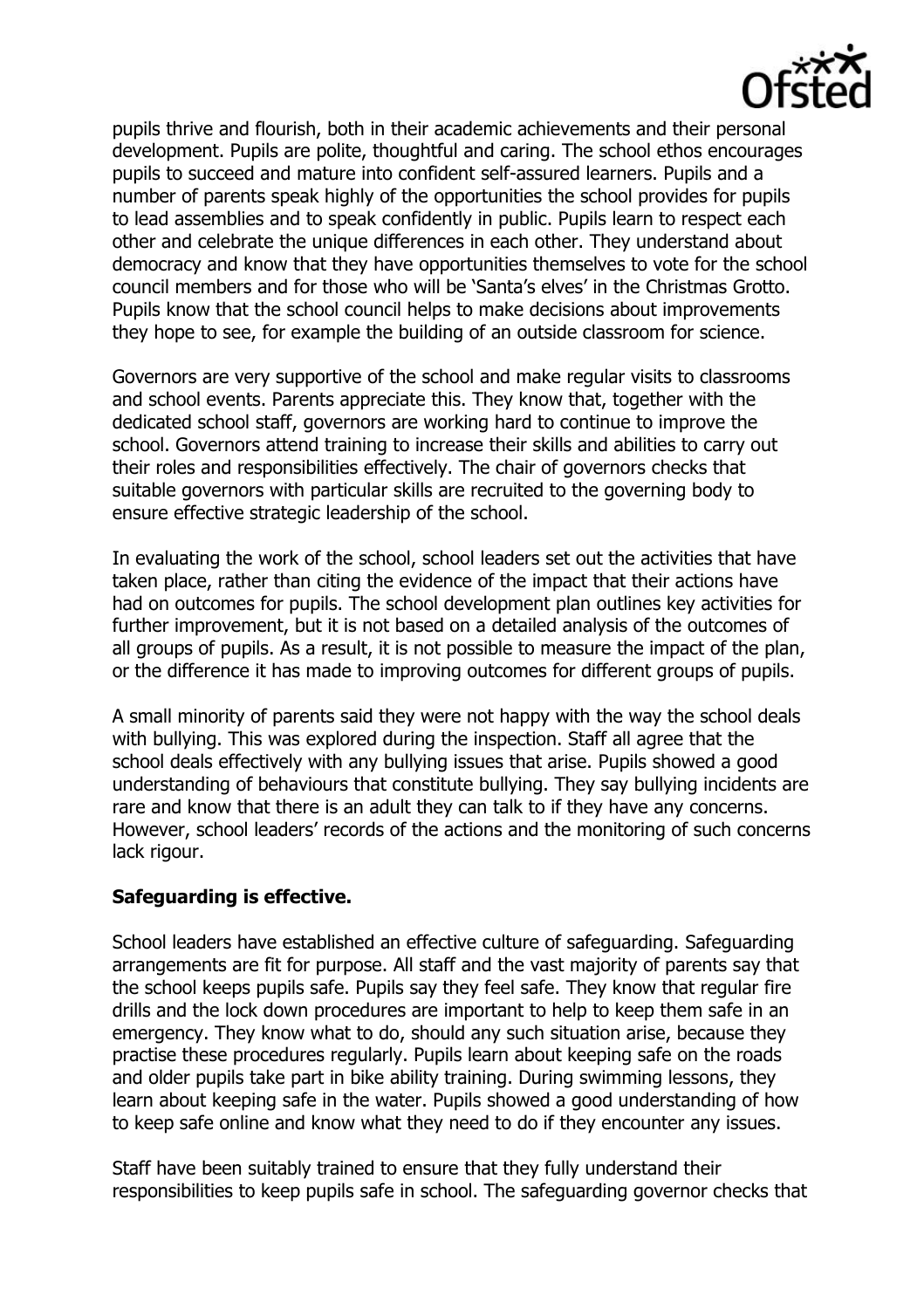pupils thrive and flourish, both in their academic achievements and their personal development. Pupils are polite, thoughtful and caring. The school ethos encourages pupils to succeed and mature into confident self-assured learners. Pupils and a number of parents speak highly of the opportunities the school provides for pupils to lead assemblies and to speak confidently in public. Pupils learn to respect each other and celebrate the unique differences in each other. They understand about democracy and know that they have opportunities themselves to vote for the school council members and for those who will be 'Santa's elves' in the Christmas Grotto. Pupils know that the school council helps to make decisions about improvements they hope to see, for example the building of an outside classroom for science.

Governors are very supportive of the school and make regular visits to classrooms and school events. Parents appreciate this. They know that, together with the dedicated school staff, governors are working hard to continue to improve the school. Governors attend training to increase their skills and abilities to carry out their roles and responsibilities effectively. The chair of governors checks that suitable governors with particular skills are recruited to the governing body to ensure effective strategic leadership of the school.

In evaluating the work of the school, school leaders set out the activities that have taken place, rather than citing the evidence of the impact that their actions have had on outcomes for pupils. The school development plan outlines key activities for further improvement, but it is not based on a detailed analysis of the outcomes of all groups of pupils. As a result, it is not possible to measure the impact of the plan, or the difference it has made to improving outcomes for different groups of pupils.

A small minority of parents said they were not happy with the way the school deals with bullying. This was explored during the inspection. Staff all agree that the school deals effectively with any bullying issues that arise. Pupils showed a good understanding of behaviours that constitute bullying. They say bullying incidents are rare and know that there is an adult they can talk to if they have any concerns. However, school leaders' records of the actions and the monitoring of such concerns lack rigour.

**Safeguarding is effective.**

School leaders have established an effective culture of safeguarding. Safeguarding arrangements are fit for purpose. All staff and the vast majority of parents say that the school keeps pupils safe. Pupils say they feel safe. They know that regular fire drills and the lock down procedures are important to help to keep them safe in an emergency. They know what to do, should any such situation arise, because they practise these procedures regularly. Pupils learn about keeping safe on the roads and older pupils take part in bike ability training. During swimming lessons, they learn about keeping safe in the water. Pupils showed a good understanding of how to keep safe online and know what they need to do if they encounter any issues.

Staff have been suitably trained to ensure that they fully understand their responsibilities to keep pupils safe in school. The safeguarding governor checks that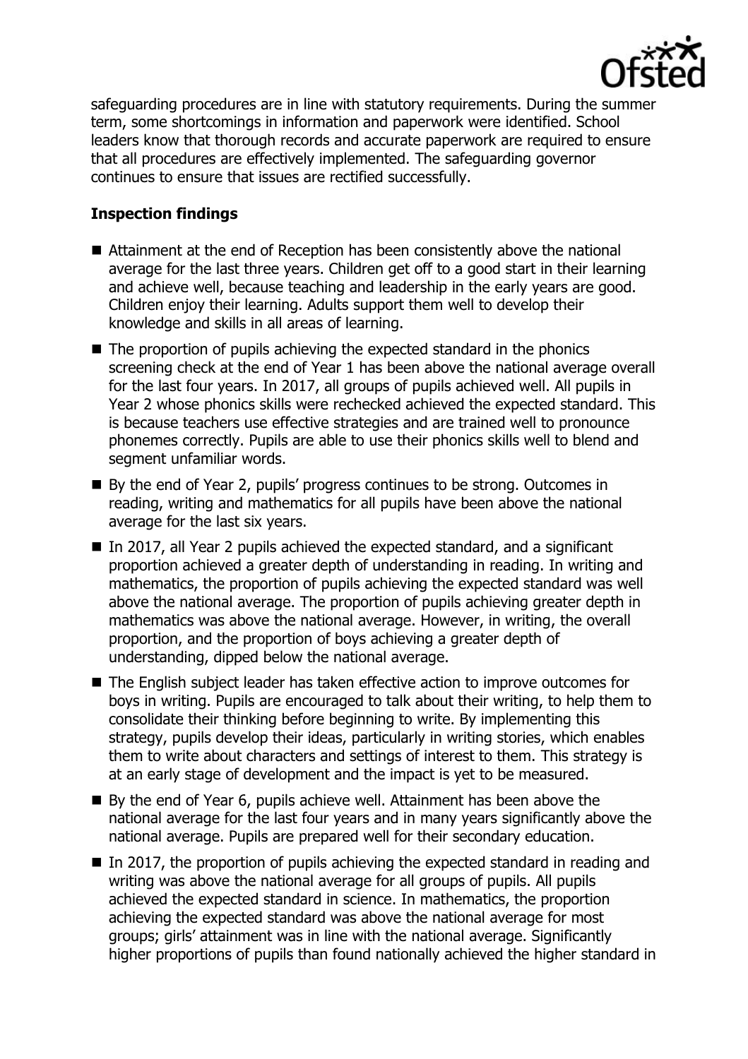safeguarding procedures are in line with statutory requirements. During the summer term, some shortcomings in information and paperwork were identified. School leaders know that thorough records and accurate paperwork are required to ensure that all procedures are effectively implemented. The safeguarding governor continues to ensure that issues are rectified successfully.

## Inspection findings

- Attainment at the end of Reception has been consistently above the national average for the last three years. Children get off to a good start in their learning and achieve well, because teaching and leadership in the early years are good. Children enjoy their learning. Adults support them well to develop their knowledge and skills in all areas of learning.
- The proportion of pupils achieving the expected standard in the phonics screening check at the end of Year 1 has been above the national average overall for the last four years. In 2017, all groups of pupils achieved well. All pupils in Year 2 whose phonics skills were rechecked achieved the expected standard. This is because teachers use effective strategies and are trained well to pronounce phonemes correctly. Pupils are able to use their phonics skills well to blend and segment unfamiliar words.
- By the end of Year 2, pupils' progress continues to be strong. Outcomes in reading, writing and mathematics for all pupils have been above the national average for the last six years.
- In 2017, all Year 2 pupils achieved the expected standard, and a significant proportion achieved a greater depth of understanding in reading. In writing and mathematics, the proportion of pupils achieving the expected standard was well above the national average. The proportion of pupils achieving greater depth in mathematics was above the national average. However, in writing, the overall proportion, and the proportion of boys achieving a greater depth of understanding, dipped below the national average.
- The English subject leader has taken effective action to improve outcomes for boys in writing. Pupils are encouraged to talk about their writing, to help them to consolidate their thinking before beginning to write. By implementing this strategy, pupils develop their ideas, particularly in writing stories, which enables them to write about characters and settings of interest to them. This strategy is at an early stage of development and the impact is yet to be measured.
- By the end of Year 6, pupils achieve well. Attainment has been above the national average for the last four years and in many years significantly above the national average. Pupils are prepared well for their secondary education.
- In 2017, the proportion of pupils achieving the expected standard in reading and writing was above the national average for all groups of pupils. All pupils achieved the expected standard in science. In mathematics, the proportion achieving the expected standard was above the national average for most groups; girls' attainment was in line with the national average. Significantly higher proportions of pupils than found nationally achieved the higher standard in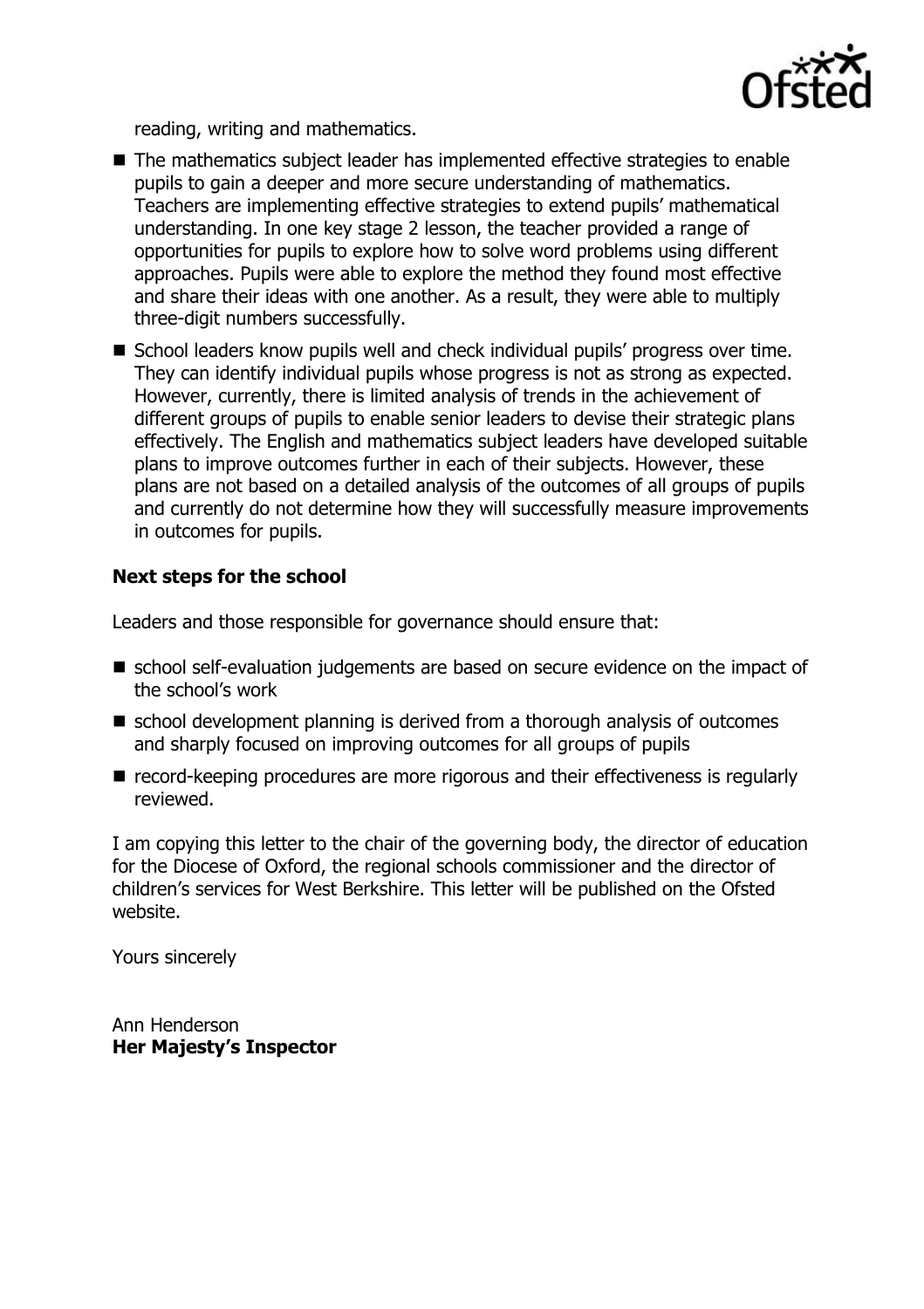reading, writing and mathematics.

- The mathematics subject leader has implemented effective strategies to enable pupils to gain a deeper and more secure understanding of mathematics. Teachers are implementing effective strategies to extend pupils' mathematical understanding. In one key stage 2 lesson, the teacher provided a range of opportunities for pupils to explore how to solve word problems using different approaches. Pupils were able to explore the method they found most effective and share their ideas with one another. As a result, they were able to multiply three-digit numbers successfully.
- School leaders know pupils well and check individual pupils' progress over time. They can identify individual pupils whose progress is not as strong as expected. However, currently, there is limited analysis of trends in the achievement of different groups of pupils to enable senior leaders to devise their strategic plans effectively. The English and mathematics subject leaders have developed suitable plans to improve outcomes further in each of their subjects. However, these plans are not based on a detailed analysis of the outcomes of all groups of pupils and currently do not determine how they will successfully measure improvements in outcomes for pupils.

**Next steps for the school**

Leaders and those responsible for governance should ensure that:

- school self-evaluation judgements are based on secure evidence on the impact of the school's work
- school development planning is derived from a thorough analysis of outcomes and sharply focused on improving outcomes for all groups of pupils
- record-keeping procedures are more rigorous and their effectiveness is regularly reviewed.

I am copying this letter to the chair of the governing body, the director of education for the Diocese of Oxford, the regional schools commissioner and the director of children's services for West Berkshire. This letter will be published on the Ofsted website.

Yours sincerely

Ann Henderson
**Her Majesty's Inspector**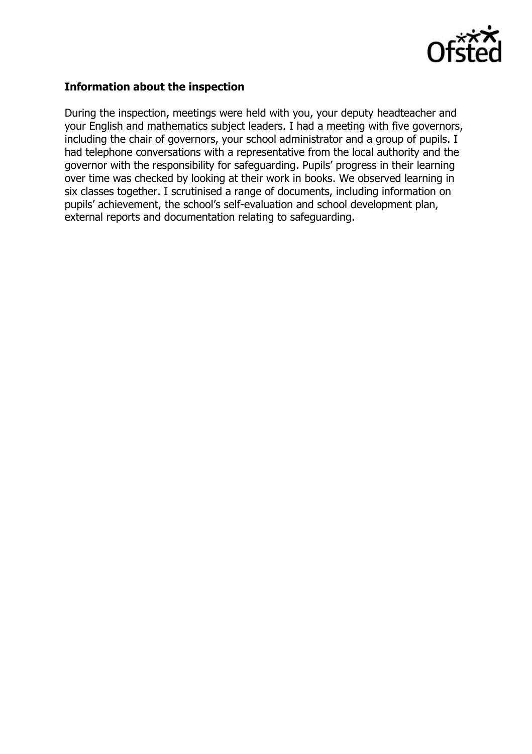**Information about the inspection**

During the inspection, meetings were held with you, your deputy headteacher and your English and mathematics subject leaders. I had a meeting with five governors, including the chair of governors, your school administrator and a group of pupils. I had telephone conversations with a representative from the local authority and the governor with the responsibility for safeguarding. Pupils' progress in their learning over time was checked by looking at their work in books. We observed learning in six classes together. I scrutinised a range of documents, including information on pupils' achievement, the school's self-evaluation and school development plan, external reports and documentation relating to safeguarding.